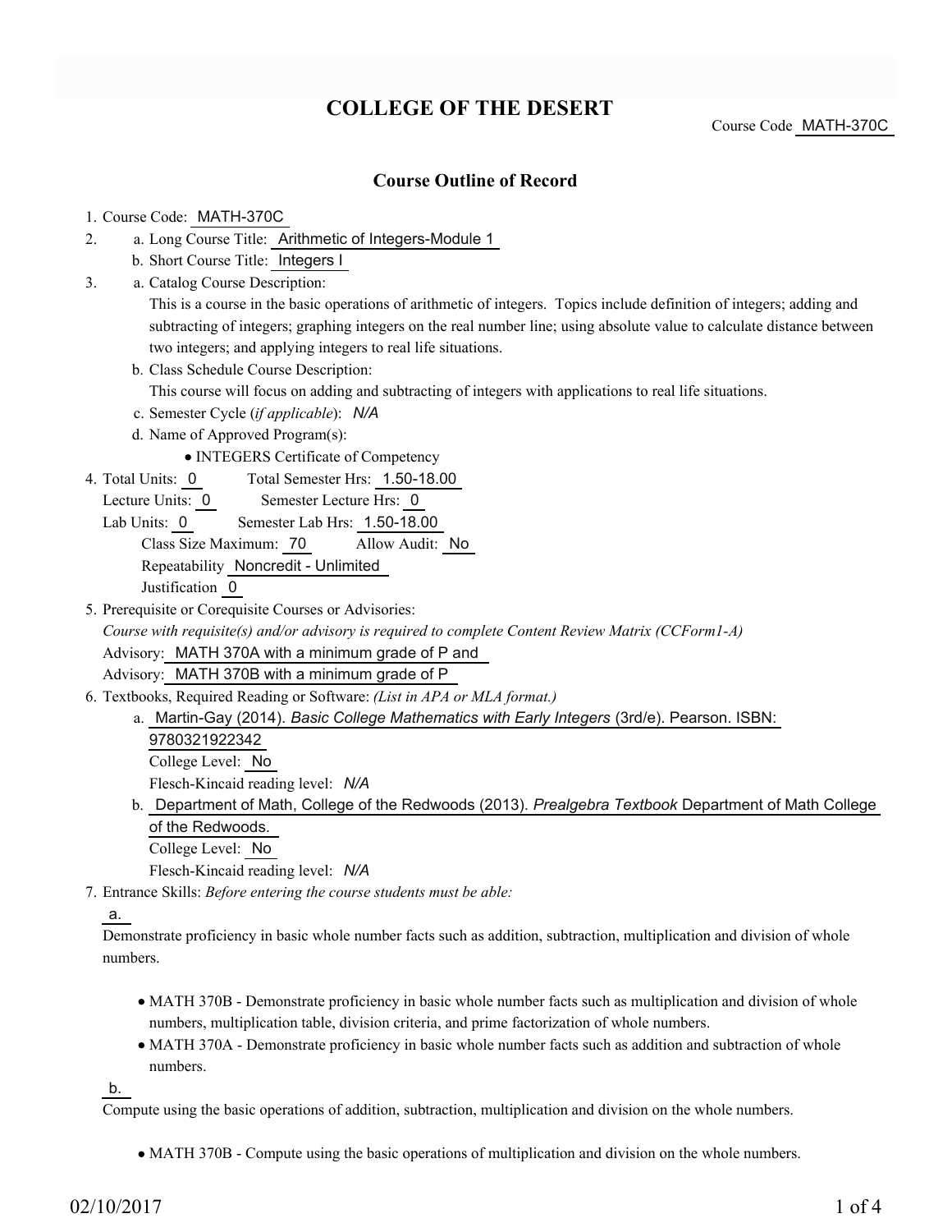# COLLEGE OF THE DESERT

Course Code MATH-370C

## Course Outline of Record

1. Course Code: MATH-370C
2. a. Long Course Title: Arithmetic of Integers-Module 1
   b. Short Course Title: Integers I
3. a. Catalog Course Description:
   This is a course in the basic operations of arithmetic of integers. Topics include definition of integers; adding and subtracting of integers; graphing integers on the real number line; using absolute value to calculate distance between two integers; and applying integers to real life situations.
   b. Class Schedule Course Description:
   This course will focus on adding and subtracting of integers with applications to real life situations.
   c. Semester Cycle (*if applicable*): *N/A*
   d. Name of Approved Program(s):
      - INTEGERS Certificate of Competency
4. Total Units: 0 Total Semester Hrs: 1.50-18.00
   Lecture Units: 0 Semester Lecture Hrs: 0
   Lab Units: 0 Semester Lab Hrs: 1.50-18.00
   Class Size Maximum: 70 Allow Audit: No
   Repeatability Noncredit - Unlimited
   Justification 0
5. Prerequisite or Corequisite Courses or Advisories:
   *Course with requisite(s) and/or advisory is required to complete Content Review Matrix (CCForm1-A)*
   Advisory: MATH 370A with a minimum grade of P and
   Advisory: MATH 370B with a minimum grade of P
6. Textbooks, Required Reading or Software: *(List in APA or MLA format.)*
   a. Martin-Gay (2014). *Basic College Mathematics with Early Integers* (3rd/e). Pearson. ISBN: 9780321922342
      College Level: No
      Flesch-Kincaid reading level: *N/A*
   b. Department of Math, College of the Redwoods (2013). *Prealgebra Textbook* Department of Math College of the Redwoods.
      College Level: No
      Flesch-Kincaid reading level: *N/A*
7. Entrance Skills: *Before entering the course students must be able:*

   a.
   Demonstrate proficiency in basic whole number facts such as addition, subtraction, multiplication and division of whole numbers.

   - MATH 370B - Demonstrate proficiency in basic whole number facts such as multiplication and division of whole numbers, multiplication table, division criteria, and prime factorization of whole numbers.
   - MATH 370A - Demonstrate proficiency in basic whole number facts such as addition and subtraction of whole numbers.

   b.
   Compute using the basic operations of addition, subtraction, multiplication and division on the whole numbers.

   - MATH 370B - Compute using the basic operations of multiplication and division on the whole numbers.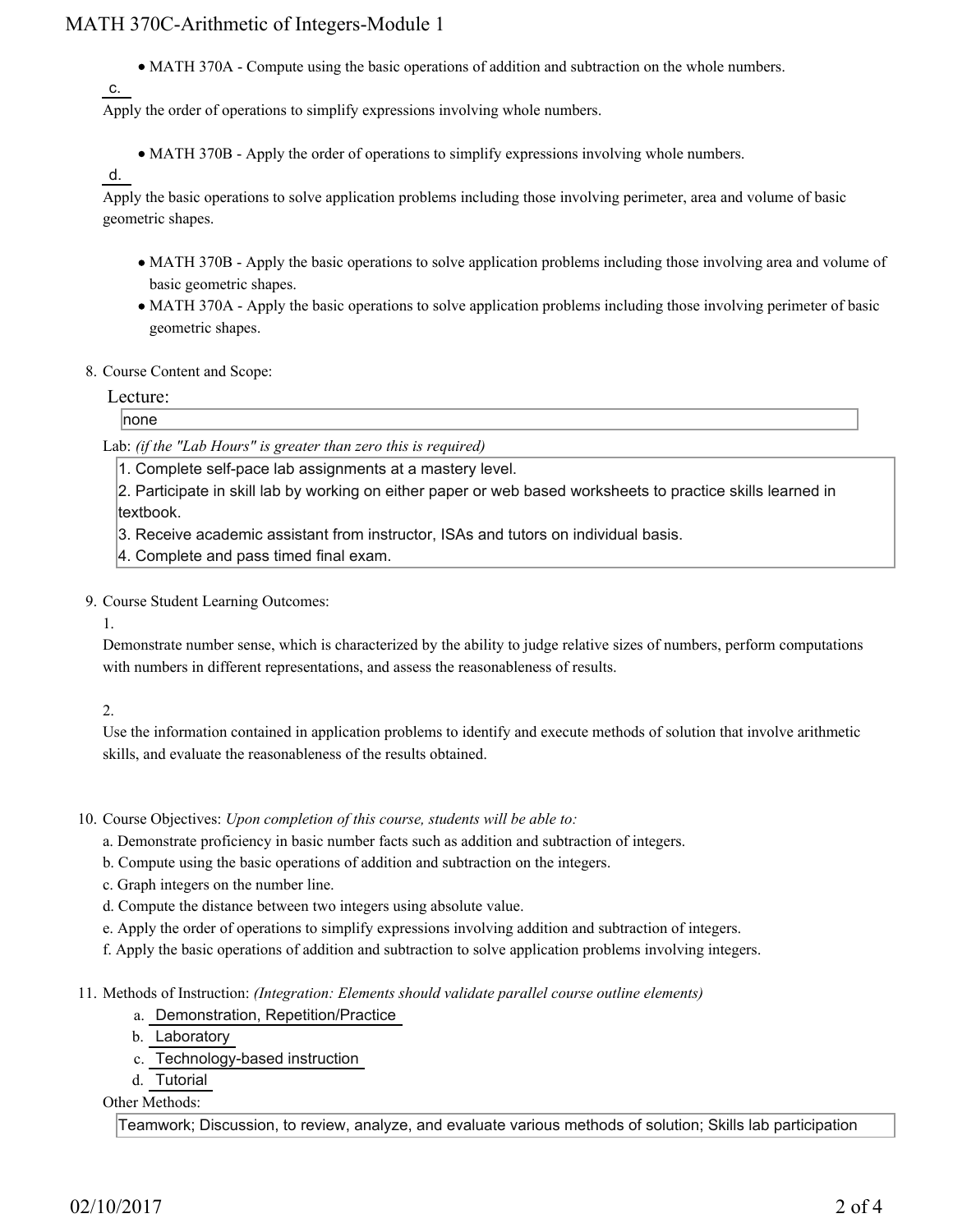- MATH 370A - Compute using the basic operations of addition and subtraction on the whole numbers.

c.

Apply the order of operations to simplify expressions involving whole numbers.

- MATH 370B - Apply the order of operations to simplify expressions involving whole numbers.

d.

Apply the basic operations to solve application problems including those involving perimeter, area and volume of basic geometric shapes.

- MATH 370B - Apply the basic operations to solve application problems including those involving area and volume of basic geometric shapes.
- MATH 370A - Apply the basic operations to solve application problems including those involving perimeter of basic geometric shapes.

8. Course Content and Scope:

Lecture:

none

Lab: *(if the "Lab Hours" is greater than zero this is required)*

1. Complete self-pace lab assignments at a mastery level.
2. Participate in skill lab by working on either paper or web based worksheets to practice skills learned in textbook.
3. Receive academic assistant from instructor, ISAs and tutors on individual basis.
4. Complete and pass timed final exam.

9. Course Student Learning Outcomes:

1.

Demonstrate number sense, which is characterized by the ability to judge relative sizes of numbers, perform computations with numbers in different representations, and assess the reasonableness of results.

2.

Use the information contained in application problems to identify and execute methods of solution that involve arithmetic skills, and evaluate the reasonableness of the results obtained.

10. Course Objectives: *Upon completion of this course, students will be able to:*

a. Demonstrate proficiency in basic number facts such as addition and subtraction of integers.
b. Compute using the basic operations of addition and subtraction on the integers.
c. Graph integers on the number line.
d. Compute the distance between two integers using absolute value.
e. Apply the order of operations to simplify expressions involving addition and subtraction of integers.
f. Apply the basic operations of addition and subtraction to solve application problems involving integers.

11. Methods of Instruction: *(Integration: Elements should validate parallel course outline elements)*

a. Demonstration, Repetition/Practice
b. Laboratory
c. Technology-based instruction
d. Tutorial

Other Methods:

Teamwork; Discussion, to review, analyze, and evaluate various methods of solution; Skills lab participation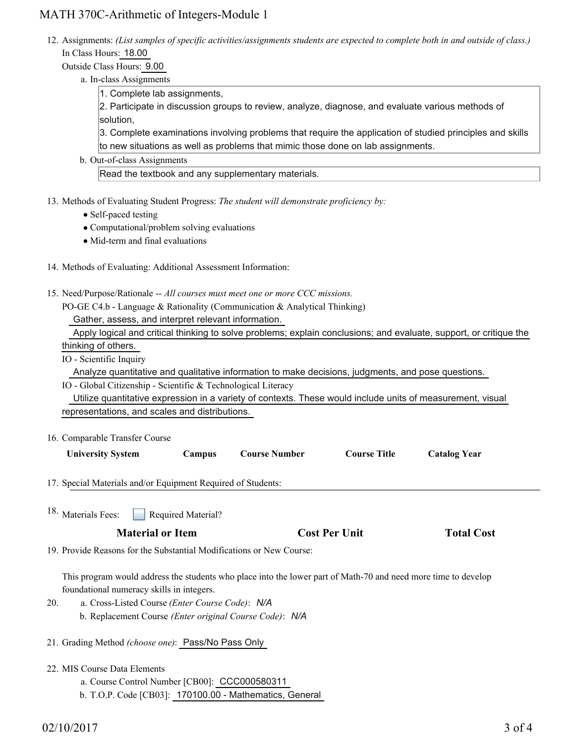12. Assignments: *(List samples of specific activities/assignments students are expected to complete both in and outside of class.)*
    In Class Hours: 18.00
    Outside Class Hours: 9.00

    a. In-class Assignments

    1. Complete lab assignments,
    2. Participate in discussion groups to review, analyze, diagnose, and evaluate various methods of solution,
    3. Complete examinations involving problems that require the application of studied principles and skills to new situations as well as problems that mimic those done on lab assignments.

    b. Out-of-class Assignments

    Read the textbook and any supplementary materials.

13. Methods of Evaluating Student Progress: *The student will demonstrate proficiency by:*
    - Self-paced testing
    - Computational/problem solving evaluations
    - Mid-term and final evaluations

14. Methods of Evaluating: Additional Assessment Information:

15. Need/Purpose/Rationale -- *All courses must meet one or more CCC missions.*

    PO-GE C4.b - Language & Rationality (Communication & Analytical Thinking)

    Gather, assess, and interpret relevant information.

    Apply logical and critical thinking to solve problems; explain conclusions; and evaluate, support, or critique the thinking of others.

    IO - Scientific Inquiry

    Analyze quantitative and qualitative information to make decisions, judgments, and pose questions.

    IO - Global Citizenship - Scientific & Technological Literacy

    Utilize quantitative expression in a variety of contexts. These would include units of measurement, visual representations, and scales and distributions.

16. Comparable Transfer Course

| University System | Campus | Course Number | Course Title | Catalog Year |
|---|---|---|---|---|

17. Special Materials and/or Equipment Required of Students:

18. Materials Fees: ☐ Required Material?

| Material or Item | Cost Per Unit | Total Cost |
|---|---|---|

19. Provide Reasons for the Substantial Modifications or New Course:

    This program would address the students who place into the lower part of Math-70 and need more time to develop foundational numeracy skills in integers.

20. a. Cross-Listed Course *(Enter Course Code)*: *N/A*

    b. Replacement Course *(Enter original Course Code)*: *N/A*

21. Grading Method *(choose one)*: Pass/No Pass Only

22. MIS Course Data Elements

    a. Course Control Number [CB00]: CCC000580311

    b. T.O.P. Code [CB03]: 170100.00 - Mathematics, General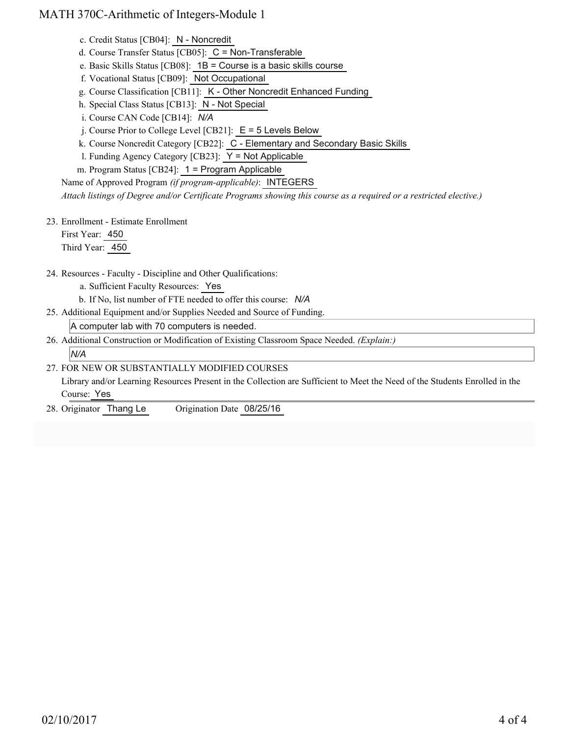c. Credit Status [CB04]: N - Noncredit
d. Course Transfer Status [CB05]: C = Non-Transferable
e. Basic Skills Status [CB08]: 1B = Course is a basic skills course
f. Vocational Status [CB09]: Not Occupational
g. Course Classification [CB11]: K - Other Noncredit Enhanced Funding
h. Special Class Status [CB13]: N - Not Special
i. Course CAN Code [CB14]: *N/A*
j. Course Prior to College Level [CB21]: E = 5 Levels Below
k. Course Noncredit Category [CB22]: C - Elementary and Secondary Basic Skills
l. Funding Agency Category [CB23]: Y = Not Applicable
m. Program Status [CB24]: 1 = Program Applicable

Name of Approved Program *(if program-applicable)*: INTEGERS

*Attach listings of Degree and/or Certificate Programs showing this course as a required or a restricted elective.)*

23. Enrollment - Estimate Enrollment
    First Year: 450
    Third Year: 450

24. Resources - Faculty - Discipline and Other Qualifications:
    a. Sufficient Faculty Resources: Yes
    b. If No, list number of FTE needed to offer this course: *N/A*

25. Additional Equipment and/or Supplies Needed and Source of Funding.
    A computer lab with 70 computers is needed.

26. Additional Construction or Modification of Existing Classroom Space Needed. *(Explain:)*
    *N/A*

27. FOR NEW OR SUBSTANTIALLY MODIFIED COURSES
    Library and/or Learning Resources Present in the Collection are Sufficient to Meet the Need of the Students Enrolled in the Course: Yes

28. Originator Thang Le Origination Date 08/25/16